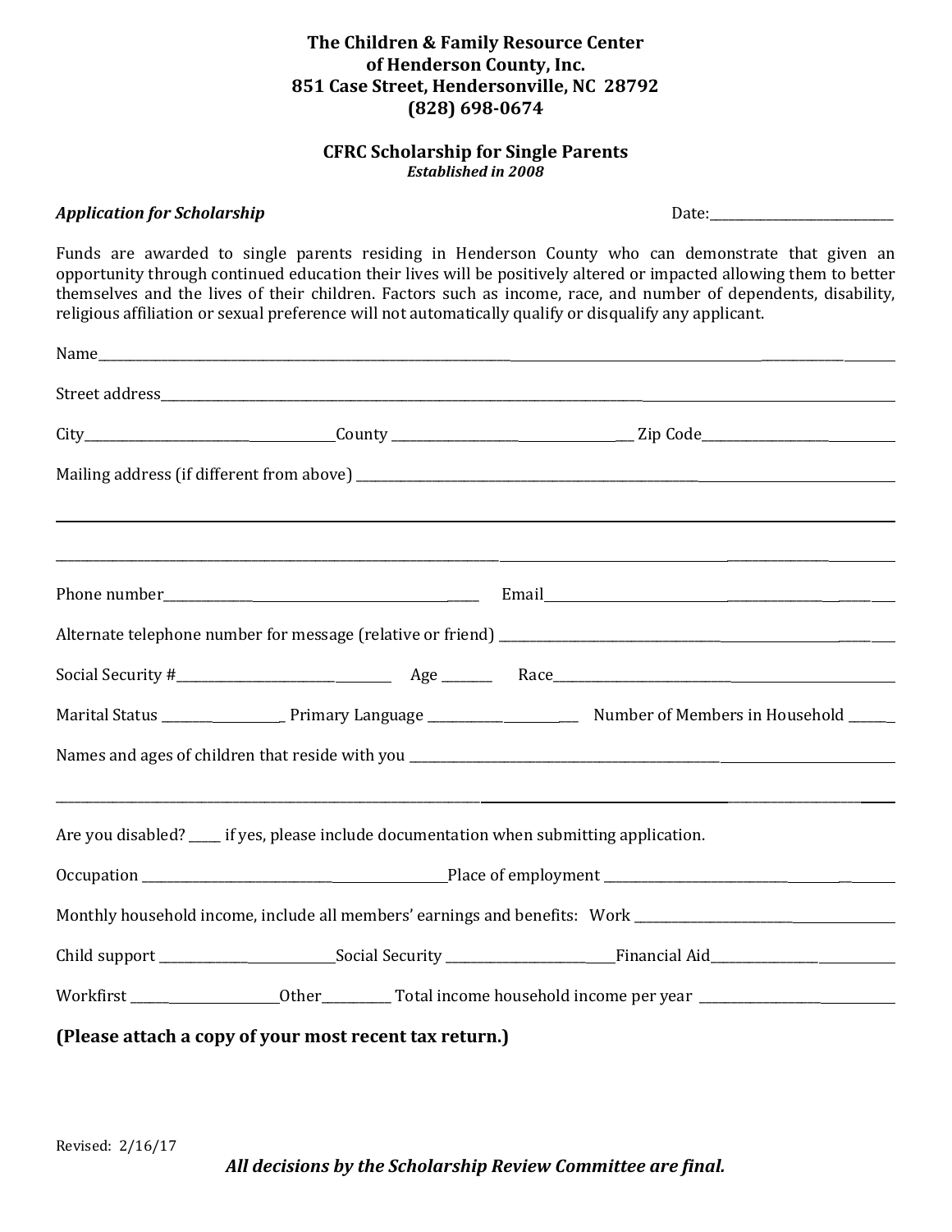**The Children & Family Resource Center**
**of Henderson County, Inc.**
**851 Case Street, Hendersonville, NC 28792**
**(828) 698-0674**

**CFRC Scholarship for Single Parents**
***Established in 2008***

***Application for Scholarship*** Date:____________________________

Funds are awarded to single parents residing in Henderson County who can demonstrate that given an opportunity through continued education their lives will be positively altered or impacted allowing them to better themselves and the lives of their children. Factors such as income, race, and number of dependents, disability, religious affiliation or sexual preference will not automatically qualify or disqualify any applicant.

Name______________________________________________________________________________________________

Street address______________________________________________________________________________________

City_______________________________County ____________________________ Zip Code_____________________

Mailing address (if different from above) _____________________________________________________________

__________________________________________________________________________________________________

__________________________________________________________________________________________________

Phone number_____________________________________ Email__________________________________________

Alternate telephone number for message (relative or friend) ____________________________________________

Social Security #__________________________ Age _______ Race_________________________________________

Marital Status ___________________ Primary Language _______________________ Number of Members in Household ______

Names and ages of children that reside with you ______________________________________________________

__________________________________________________________________________________________________

Are you disabled? _____ if yes, please include documentation when submitting application.

Occupation ______________________________________Place of employment ______________________________

Monthly household income, include all members' earnings and benefits: Work ____________________________

Child support ____________________________Social Security _________________________Financial Aid________________

Workfirst ________________________Other__________ Total income household income per year ___________________

**(Please attach a copy of your most recent tax return.)**

Revised: 2/16/17

***All decisions by the Scholarship Review Committee are final.***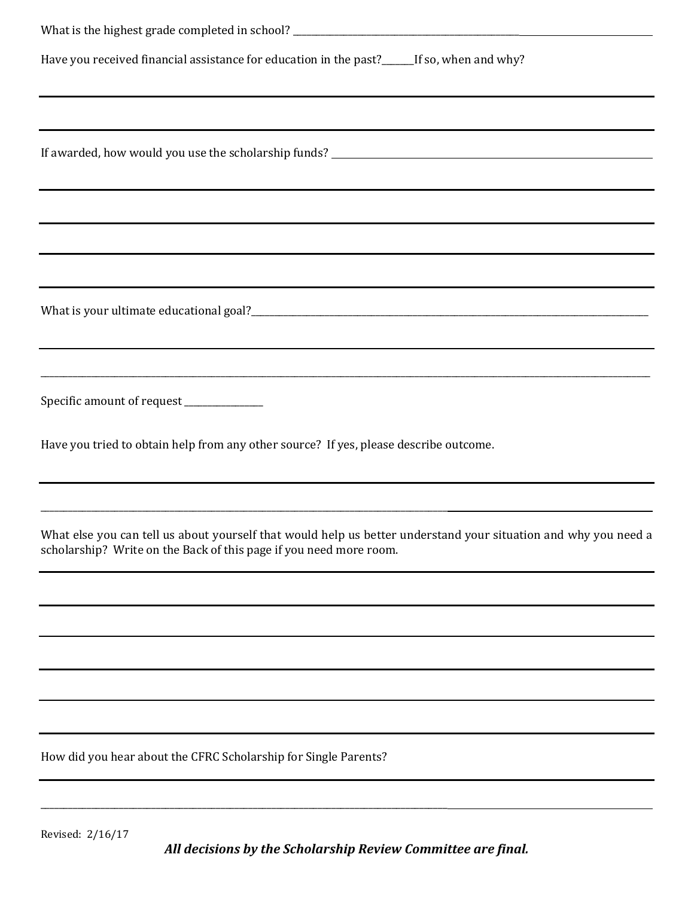What is the highest grade completed in school? ______________________________________________

Have you received financial assistance for education in the past?______If so, when and why?

______________________________________________

______________________________________________

If awarded, how would you use the scholarship funds? ______________________________________________

______________________________________________

______________________________________________

______________________________________________

______________________________________________

What is your ultimate educational goal?______________________________________________

______________________________________________

______________________________________________

Specific amount of request ________________

Have you tried to obtain help from any other source? If yes, please describe outcome.

______________________________________________

______________________________________________

What else you can tell us about yourself that would help us better understand your situation and why you need a scholarship? Write on the Back of this page if you need more room.

______________________________________________

______________________________________________

______________________________________________

______________________________________________

______________________________________________

______________________________________________

How did you hear about the CFRC Scholarship for Single Parents?

______________________________________________

______________________________________________

Revised: 2/16/17

***All decisions by the Scholarship Review Committee are final.***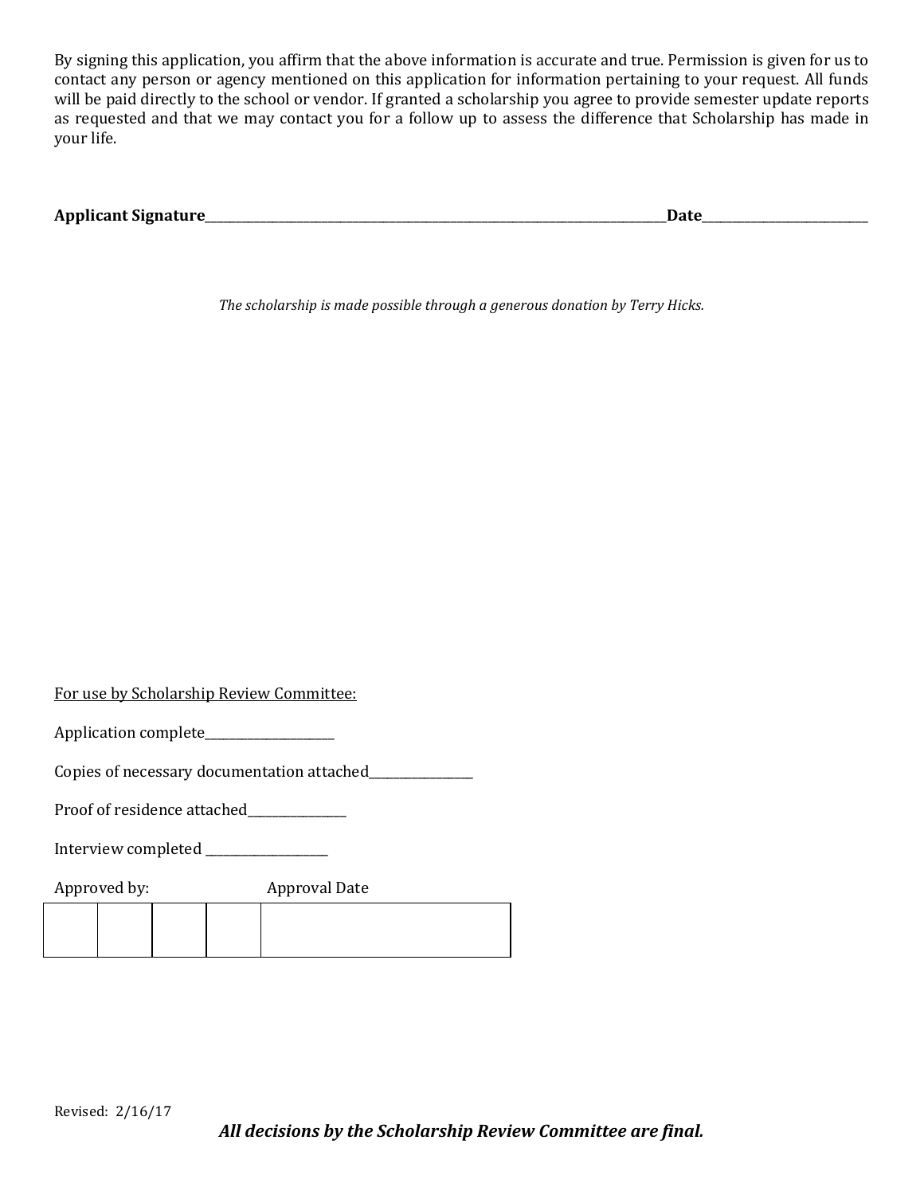By signing this application, you affirm that the above information is accurate and true. Permission is given for us to contact any person or agency mentioned on this application for information pertaining to your request. All funds will be paid directly to the school or vendor. If granted a scholarship you agree to provide semester update reports as requested and that we may contact you for a follow up to assess the difference that Scholarship has made in your life.

**Applicant Signature**______________________________________________________**Date**____________________

*The scholarship is made possible through a generous donation by Terry Hicks.*

For use by Scholarship Review Committee:

Application complete_______________

Copies of necessary documentation attached____________

Proof of residence attached____________

Interview completed ______________

Approved by: Approval Date

| | | | | |
|---|---|---|---|---|
| | | | | |

Revised: 2/16/17

***All decisions by the Scholarship Review Committee are final.***